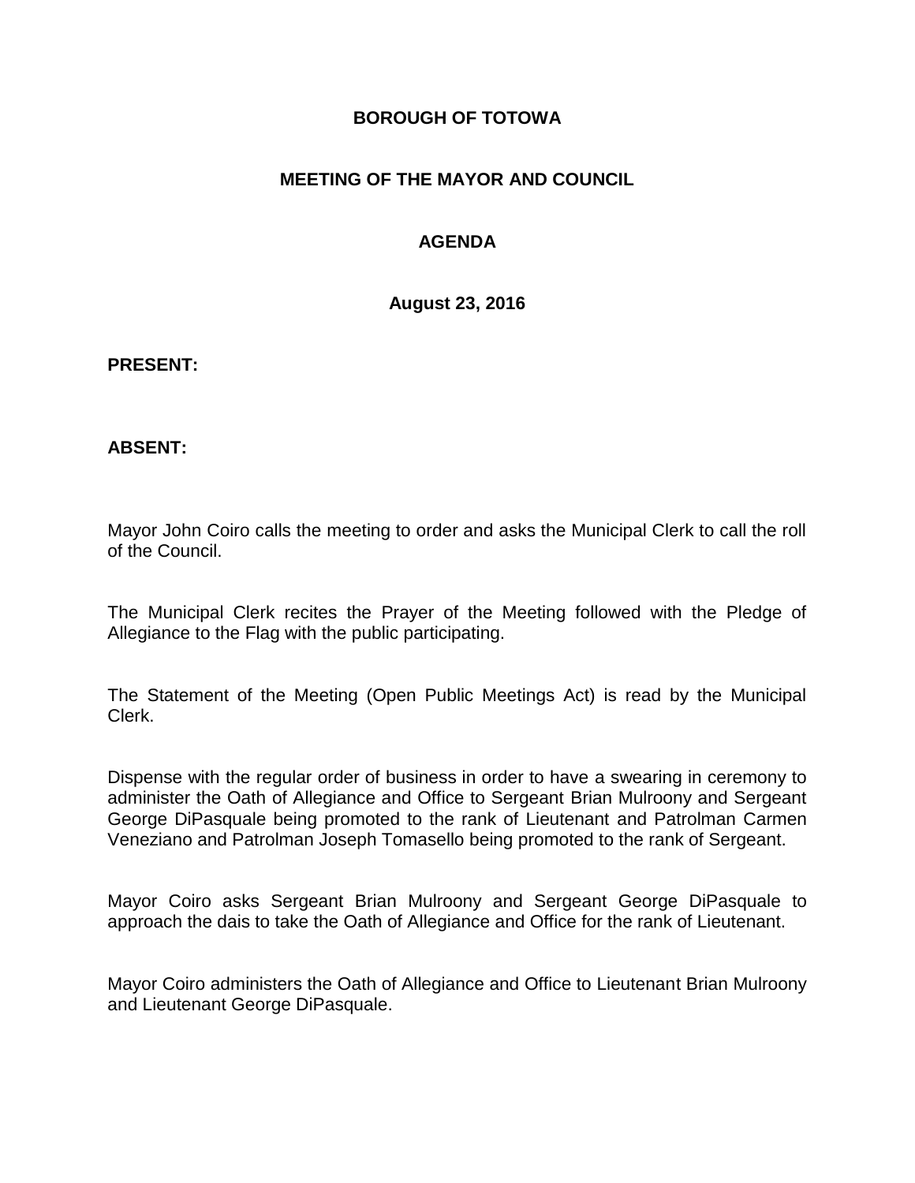**BOROUGH OF TOTOWA**

**MEETING OF THE MAYOR AND COUNCIL**

**AGENDA**

**August 23, 2016**

**PRESENT:**

**ABSENT:**

Mayor John Coiro calls the meeting to order and asks the Municipal Clerk to call the roll of the Council.

The Municipal Clerk recites the Prayer of the Meeting followed with the Pledge of Allegiance to the Flag with the public participating.

The Statement of the Meeting (Open Public Meetings Act) is read by the Municipal Clerk.

Dispense with the regular order of business in order to have a swearing in ceremony to administer the Oath of Allegiance and Office to Sergeant Brian Mulroony and Sergeant George DiPasquale being promoted to the rank of Lieutenant and Patrolman Carmen Veneziano and Patrolman Joseph Tomasello being promoted to the rank of Sergeant.

Mayor Coiro asks Sergeant Brian Mulroony and Sergeant George DiPasquale to approach the dais to take the Oath of Allegiance and Office for the rank of Lieutenant.

Mayor Coiro administers the Oath of Allegiance and Office to Lieutenant Brian Mulroony and Lieutenant George DiPasquale.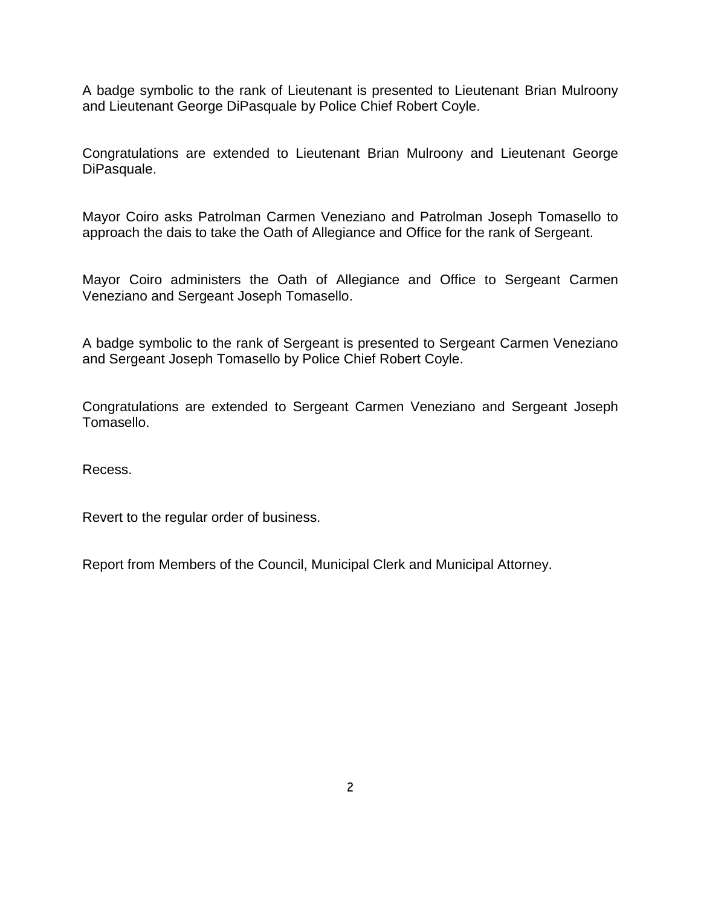A badge symbolic to the rank of Lieutenant is presented to Lieutenant Brian Mulroony and Lieutenant George DiPasquale by Police Chief Robert Coyle.

Congratulations are extended to Lieutenant Brian Mulroony and Lieutenant George DiPasquale.

Mayor Coiro asks Patrolman Carmen Veneziano and Patrolman Joseph Tomasello to approach the dais to take the Oath of Allegiance and Office for the rank of Sergeant.

Mayor Coiro administers the Oath of Allegiance and Office to Sergeant Carmen Veneziano and Sergeant Joseph Tomasello.

A badge symbolic to the rank of Sergeant is presented to Sergeant Carmen Veneziano and Sergeant Joseph Tomasello by Police Chief Robert Coyle.

Congratulations are extended to Sergeant Carmen Veneziano and Sergeant Joseph Tomasello.

Recess.

Revert to the regular order of business.

Report from Members of the Council, Municipal Clerk and Municipal Attorney.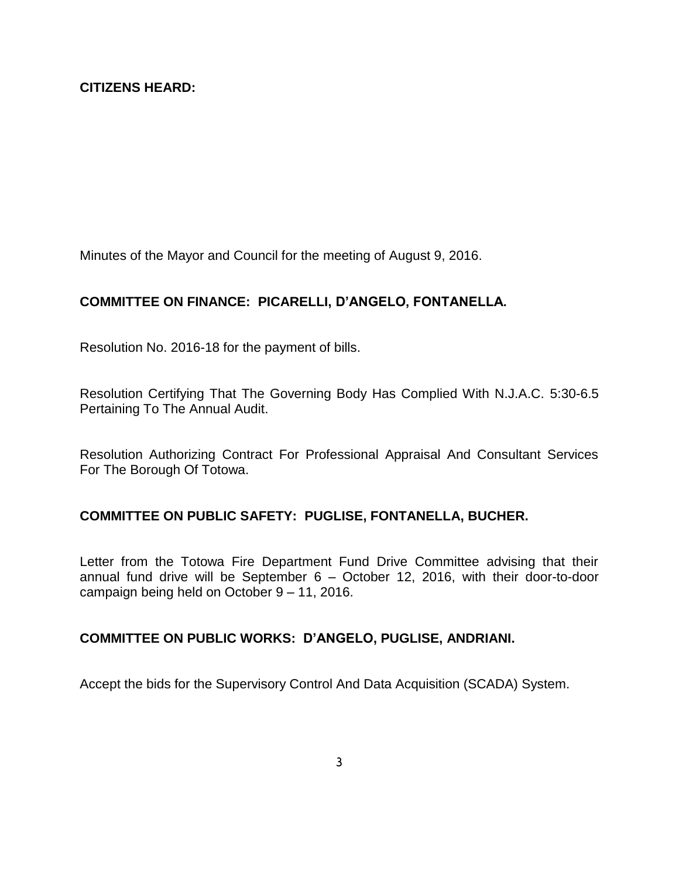**CITIZENS HEARD:**

Minutes of the Mayor and Council for the meeting of August 9, 2016.

**COMMITTEE ON FINANCE: PICARELLI, D'ANGELO, FONTANELLA.**

Resolution No. 2016-18 for the payment of bills.

Resolution Certifying That The Governing Body Has Complied With N.J.A.C. 5:30-6.5 Pertaining To The Annual Audit.

Resolution Authorizing Contract For Professional Appraisal And Consultant Services For The Borough Of Totowa.

**COMMITTEE ON PUBLIC SAFETY: PUGLISE, FONTANELLA, BUCHER.**

Letter from the Totowa Fire Department Fund Drive Committee advising that their annual fund drive will be September 6 – October 12, 2016, with their door-to-door campaign being held on October 9 – 11, 2016.

**COMMITTEE ON PUBLIC WORKS: D'ANGELO, PUGLISE, ANDRIANI.**

Accept the bids for the Supervisory Control And Data Acquisition (SCADA) System.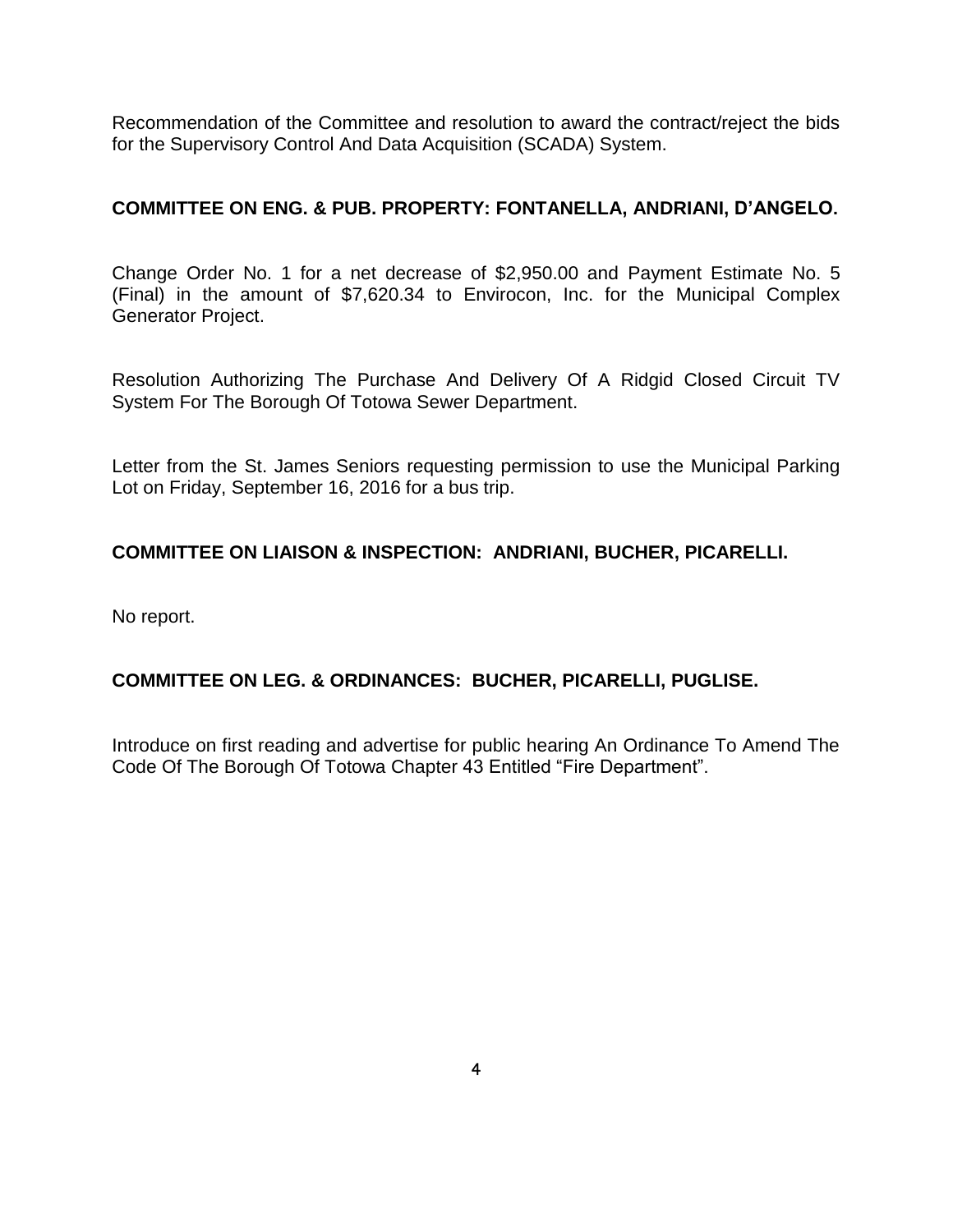Recommendation of the Committee and resolution to award the contract/reject the bids for the Supervisory Control And Data Acquisition (SCADA) System.

**COMMITTEE ON ENG. & PUB. PROPERTY: FONTANELLA, ANDRIANI, D'ANGELO.**

Change Order No. 1 for a net decrease of $2,950.00 and Payment Estimate No. 5 (Final) in the amount of $7,620.34 to Envirocon, Inc. for the Municipal Complex Generator Project.

Resolution Authorizing The Purchase And Delivery Of A Ridgid Closed Circuit TV System For The Borough Of Totowa Sewer Department.

Letter from the St. James Seniors requesting permission to use the Municipal Parking Lot on Friday, September 16, 2016 for a bus trip.

**COMMITTEE ON LIAISON & INSPECTION: ANDRIANI, BUCHER, PICARELLI.**

No report.

**COMMITTEE ON LEG. & ORDINANCES: BUCHER, PICARELLI, PUGLISE.**

Introduce on first reading and advertise for public hearing An Ordinance To Amend The Code Of The Borough Of Totowa Chapter 43 Entitled "Fire Department".